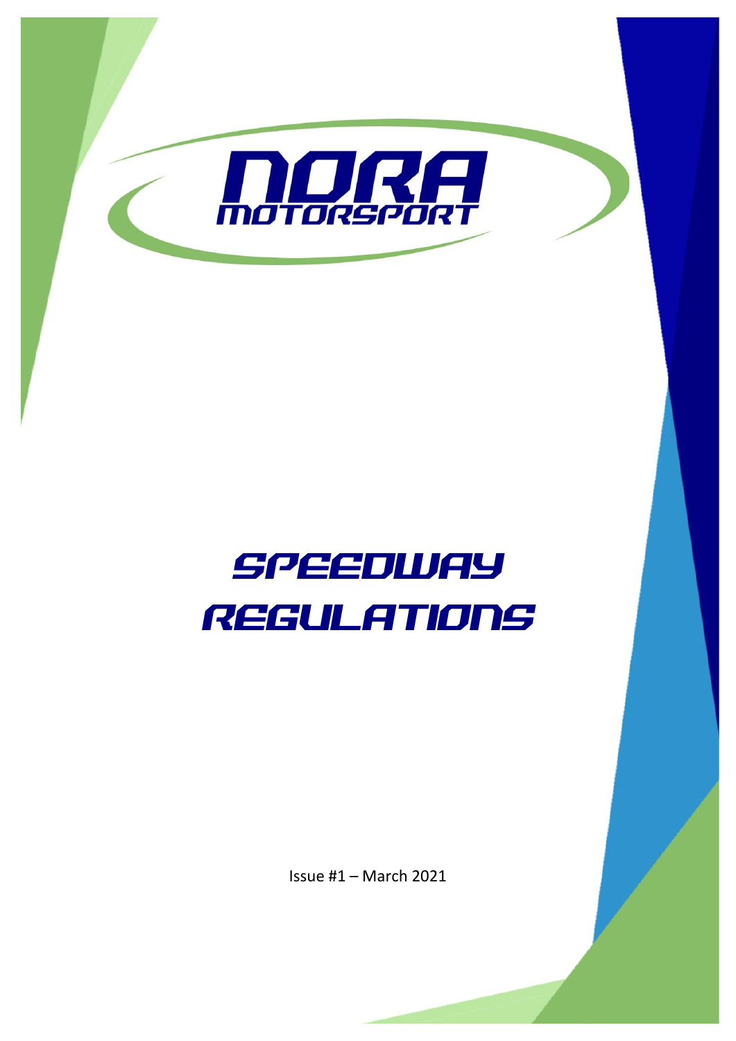# NORA MOTORSPORT

# SPEEDWAY REGULATIONS

Issue #1 – March 2021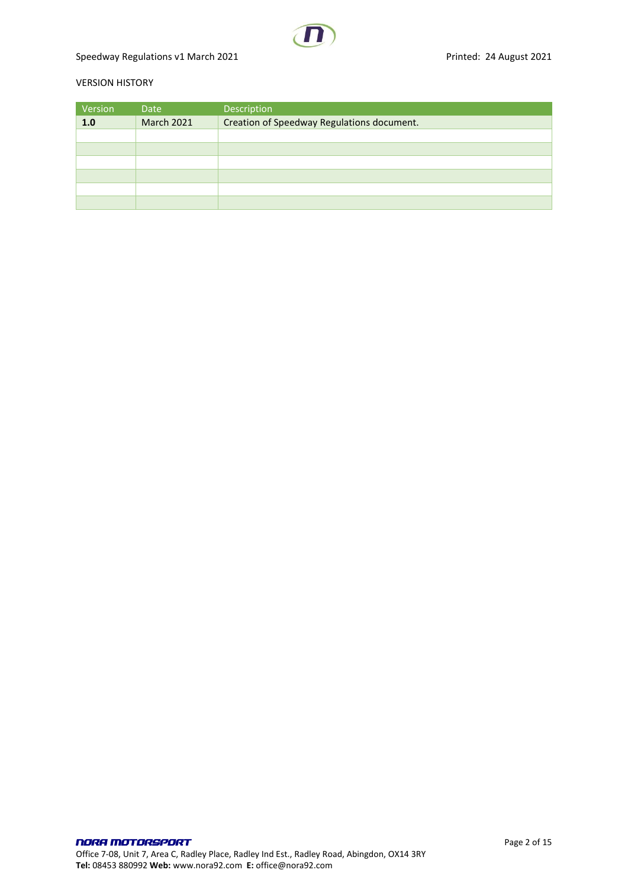VERSION HISTORY

| Version | Date | Description |
| --- | --- | --- |
| **1.0** | March 2021 | Creation of Speedway Regulations document. |
| | | |
| | | |
| | | |
| | | |
| | | |
| | | |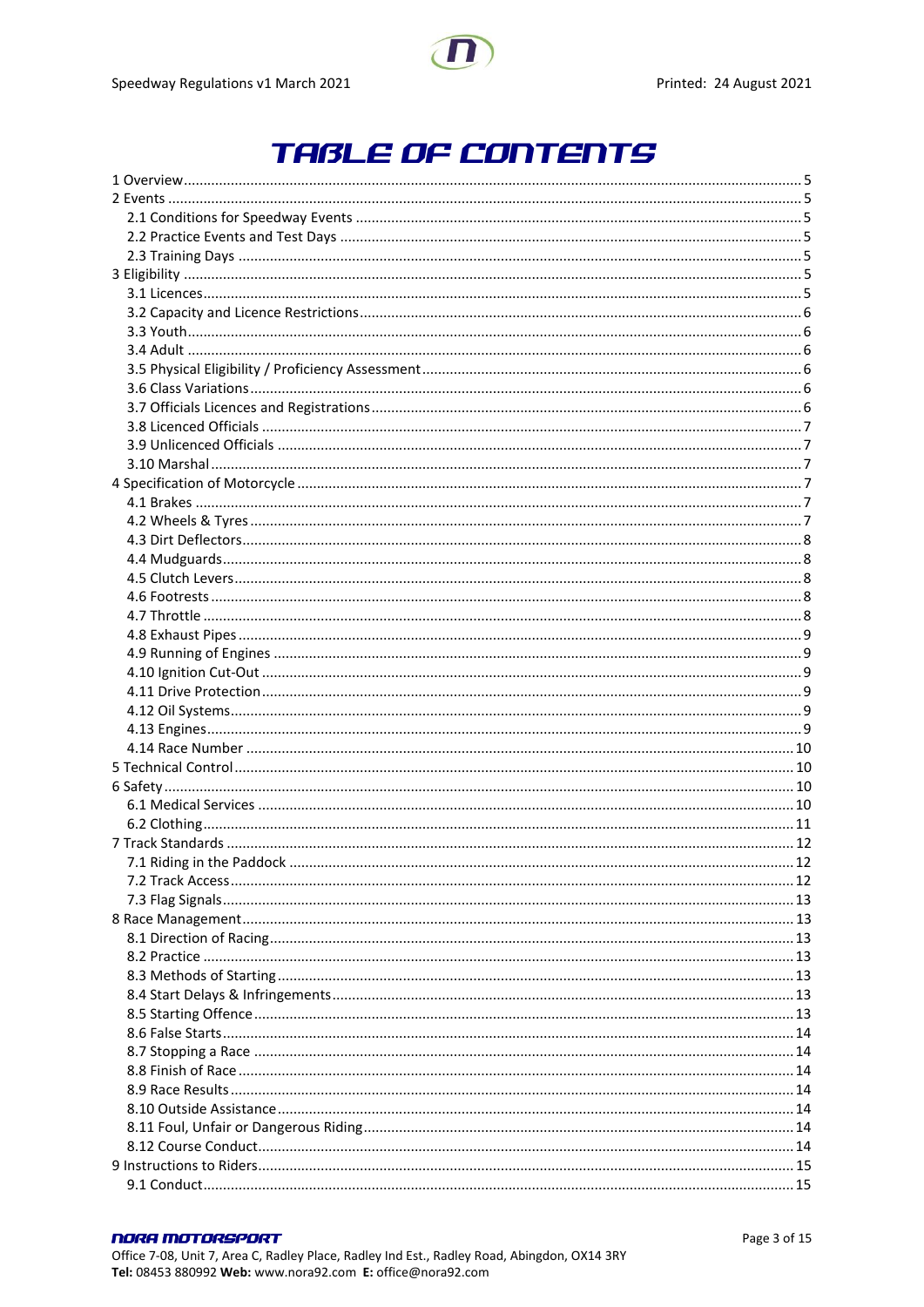# TABLE OF CONTENTS

1 Overview ... 5
2 Events ... 5
- 2.1 Conditions for Speedway Events ... 5
- 2.2 Practice Events and Test Days ... 5
- 2.3 Training Days ... 5

3 Eligibility ... 5
- 3.1 Licences ... 5
- 3.2 Capacity and Licence Restrictions ... 6
- 3.3 Youth ... 6
- 3.4 Adult ... 6
- 3.5 Physical Eligibility / Proficiency Assessment ... 6
- 3.6 Class Variations ... 6
- 3.7 Officials Licences and Registrations ... 6
- 3.8 Licenced Officials ... 7
- 3.9 Unlicenced Officials ... 7
- 3.10 Marshal ... 7

4 Specification of Motorcycle ... 7
- 4.1 Brakes ... 7
- 4.2 Wheels & Tyres ... 7
- 4.3 Dirt Deflectors ... 8
- 4.4 Mudguards ... 8
- 4.5 Clutch Levers ... 8
- 4.6 Footrests ... 8
- 4.7 Throttle ... 8
- 4.8 Exhaust Pipes ... 9
- 4.9 Running of Engines ... 9
- 4.10 Ignition Cut-Out ... 9
- 4.11 Drive Protection ... 9
- 4.12 Oil Systems ... 9
- 4.13 Engines ... 9
- 4.14 Race Number ... 10

5 Technical Control ... 10
6 Safety ... 10
- 6.1 Medical Services ... 10
- 6.2 Clothing ... 11

7 Track Standards ... 12
- 7.1 Riding in the Paddock ... 12
- 7.2 Track Access ... 12
- 7.3 Flag Signals ... 13

8 Race Management ... 13
- 8.1 Direction of Racing ... 13
- 8.2 Practice ... 13
- 8.3 Methods of Starting ... 13
- 8.4 Start Delays & Infringements ... 13
- 8.5 Starting Offence ... 13
- 8.6 False Starts ... 14
- 8.7 Stopping a Race ... 14
- 8.8 Finish of Race ... 14
- 8.9 Race Results ... 14
- 8.10 Outside Assistance ... 14
- 8.11 Foul, Unfair or Dangerous Riding ... 14
- 8.12 Course Conduct ... 14

9 Instructions to Riders ... 15
- 9.1 Conduct ... 15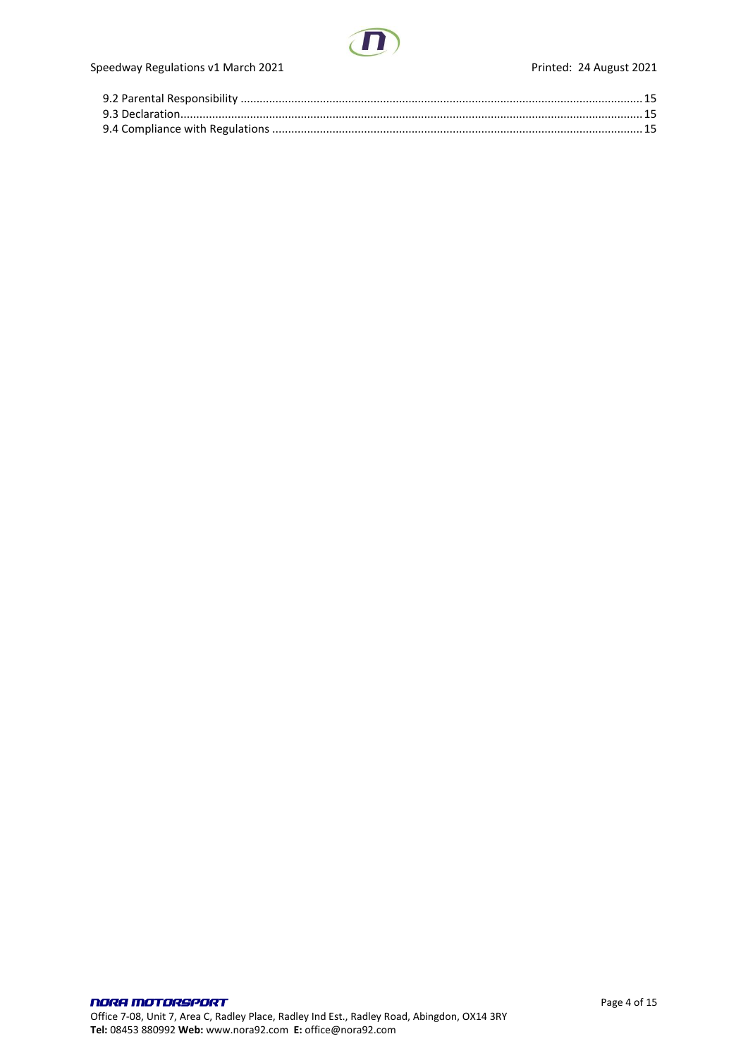9.2 Parental Responsibility ........................................................................................................................... 15
9.3 Declaration............................................................................................................................................ 15
9.4 Compliance with Regulations ................................................................................................................ 15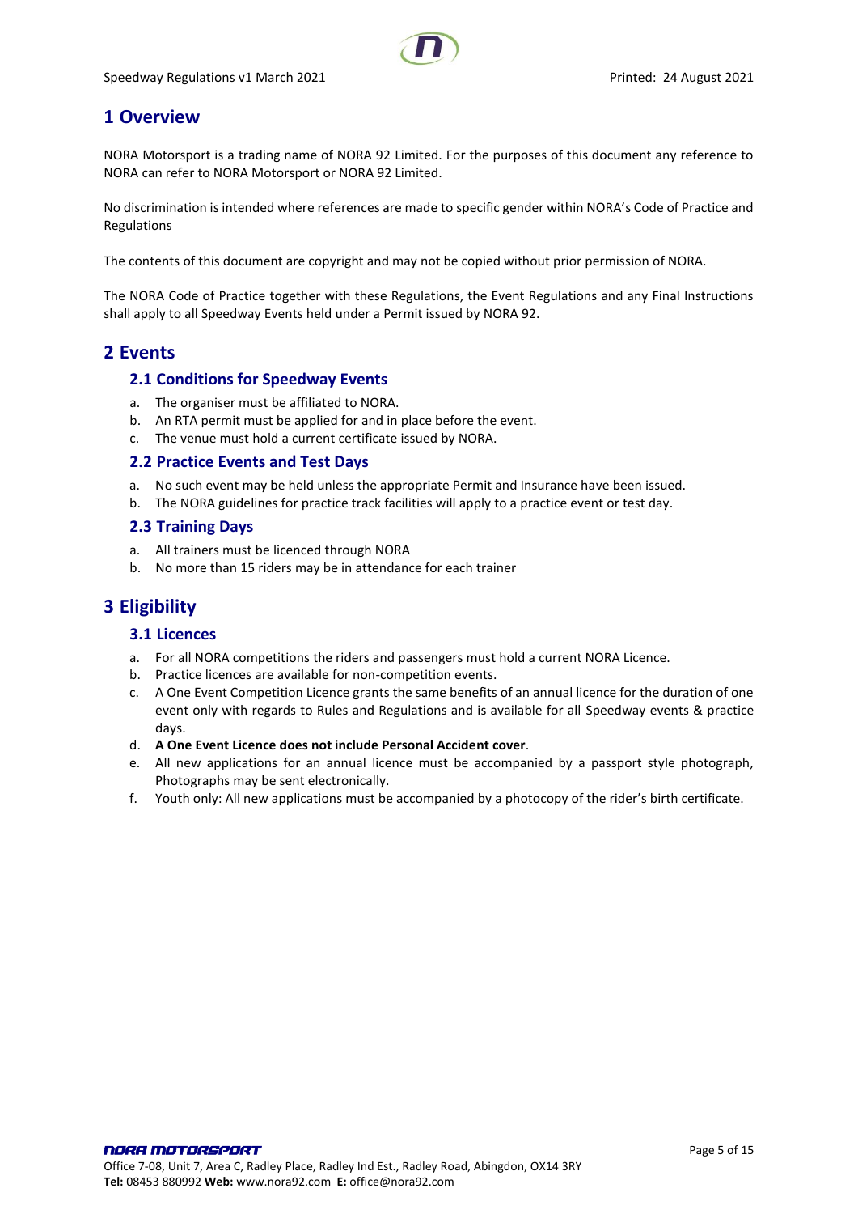# 1 Overview

NORA Motorsport is a trading name of NORA 92 Limited. For the purposes of this document any reference to NORA can refer to NORA Motorsport or NORA 92 Limited.

No discrimination is intended where references are made to specific gender within NORA's Code of Practice and Regulations

The contents of this document are copyright and may not be copied without prior permission of NORA.

The NORA Code of Practice together with these Regulations, the Event Regulations and any Final Instructions shall apply to all Speedway Events held under a Permit issued by NORA 92.

# 2 Events

## 2.1 Conditions for Speedway Events

a. The organiser must be affiliated to NORA.
b. An RTA permit must be applied for and in place before the event.
c. The venue must hold a current certificate issued by NORA.

## 2.2 Practice Events and Test Days

a. No such event may be held unless the appropriate Permit and Insurance have been issued.
b. The NORA guidelines for practice track facilities will apply to a practice event or test day.

## 2.3 Training Days

a. All trainers must be licenced through NORA
b. No more than 15 riders may be in attendance for each trainer

# 3 Eligibility

## 3.1 Licences

a. For all NORA competitions the riders and passengers must hold a current NORA Licence.
b. Practice licences are available for non-competition events.
c. A One Event Competition Licence grants the same benefits of an annual licence for the duration of one event only with regards to Rules and Regulations and is available for all Speedway events & practice days.
d. **A One Event Licence does not include Personal Accident cover**.
e. All new applications for an annual licence must be accompanied by a passport style photograph, Photographs may be sent electronically.
f. Youth only: All new applications must be accompanied by a photocopy of the rider's birth certificate.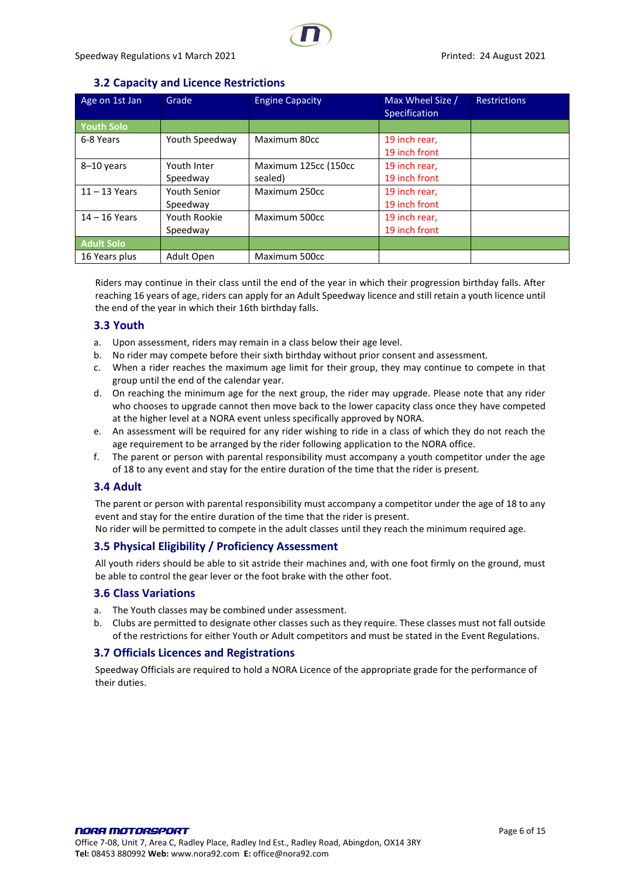### 3.2 Capacity and Licence Restrictions

| Age on 1st Jan | Grade | Engine Capacity | Max Wheel Size / Specification | Restrictions |
|---|---|---|---|---|
| **Youth Solo** | | | | |
| 6-8 Years | Youth Speedway | Maximum 80cc | 19 inch rear, 19 inch front | |
| 8–10 years | Youth Inter Speedway | Maximum 125cc (150cc sealed) | 19 inch rear, 19 inch front | |
| 11 – 13 Years | Youth Senior Speedway | Maximum 250cc | 19 inch rear, 19 inch front | |
| 14 – 16 Years | Youth Rookie Speedway | Maximum 500cc | 19 inch rear, 19 inch front | |
| **Adult Solo** | | | | |
| 16 Years plus | Adult Open | Maximum 500cc | | |

Riders may continue in their class until the end of the year in which their progression birthday falls. After reaching 16 years of age, riders can apply for an Adult Speedway licence and still retain a youth licence until the end of the year in which their 16th birthday falls.

### 3.3 Youth

a. Upon assessment, riders may remain in a class below their age level.
b. No rider may compete before their sixth birthday without prior consent and assessment.
c. When a rider reaches the maximum age limit for their group, they may continue to compete in that group until the end of the calendar year.
d. On reaching the minimum age for the next group, the rider may upgrade. Please note that any rider who chooses to upgrade cannot then move back to the lower capacity class once they have competed at the higher level at a NORA event unless specifically approved by NORA.
e. An assessment will be required for any rider wishing to ride in a class of which they do not reach the age requirement to be arranged by the rider following application to the NORA office.
f. The parent or person with parental responsibility must accompany a youth competitor under the age of 18 to any event and stay for the entire duration of the time that the rider is present.

### 3.4 Adult

The parent or person with parental responsibility must accompany a competitor under the age of 18 to any event and stay for the entire duration of the time that the rider is present.
No rider will be permitted to compete in the adult classes until they reach the minimum required age.

### 3.5 Physical Eligibility / Proficiency Assessment

All youth riders should be able to sit astride their machines and, with one foot firmly on the ground, must be able to control the gear lever or the foot brake with the other foot.

### 3.6 Class Variations

a. The Youth classes may be combined under assessment.
b. Clubs are permitted to designate other classes such as they require. These classes must not fall outside of the restrictions for either Youth or Adult competitors and must be stated in the Event Regulations.

### 3.7 Officials Licences and Registrations

Speedway Officials are required to hold a NORA Licence of the appropriate grade for the performance of their duties.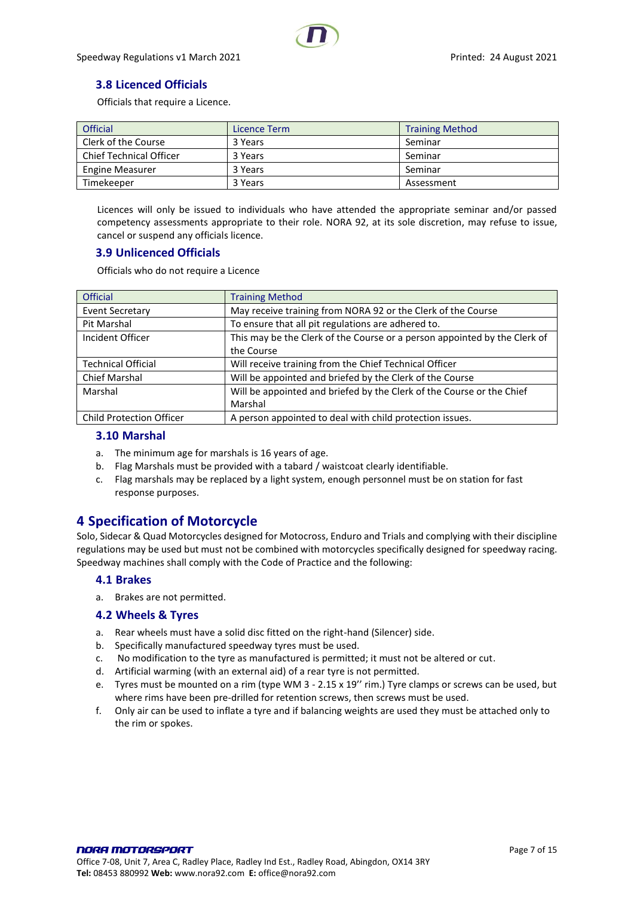### 3.8 Licenced Officials

Officials that require a Licence.

| Official | Licence Term | Training Method |
|---|---|---|
| Clerk of the Course | 3 Years | Seminar |
| Chief Technical Officer | 3 Years | Seminar |
| Engine Measurer | 3 Years | Seminar |
| Timekeeper | 3 Years | Assessment |

Licences will only be issued to individuals who have attended the appropriate seminar and/or passed competency assessments appropriate to their role. NORA 92, at its sole discretion, may refuse to issue, cancel or suspend any officials licence.

### 3.9 Unlicenced Officials

Officials who do not require a Licence

| Official | Training Method |
|---|---|
| Event Secretary | May receive training from NORA 92 or the Clerk of the Course |
| Pit Marshal | To ensure that all pit regulations are adhered to. |
| Incident Officer | This may be the Clerk of the Course or a person appointed by the Clerk of the Course |
| Technical Official | Will receive training from the Chief Technical Officer |
| Chief Marshal | Will be appointed and briefed by the Clerk of the Course |
| Marshal | Will be appointed and briefed by the Clerk of the Course or the Chief Marshal |
| Child Protection Officer | A person appointed to deal with child protection issues. |

### 3.10 Marshal

a. The minimum age for marshals is 16 years of age.
b. Flag Marshals must be provided with a tabard / waistcoat clearly identifiable.
c. Flag marshals may be replaced by a light system, enough personnel must be on station for fast response purposes.

## 4 Specification of Motorcycle

Solo, Sidecar & Quad Motorcycles designed for Motocross, Enduro and Trials and complying with their discipline regulations may be used but must not be combined with motorcycles specifically designed for speedway racing. Speedway machines shall comply with the Code of Practice and the following:

### 4.1 Brakes

a. Brakes are not permitted.

### 4.2 Wheels & Tyres

a. Rear wheels must have a solid disc fitted on the right-hand (Silencer) side.
b. Specifically manufactured speedway tyres must be used.
c. No modification to the tyre as manufactured is permitted; it must not be altered or cut.
d. Artificial warming (with an external aid) of a rear tyre is not permitted.
e. Tyres must be mounted on a rim (type WM 3 - 2.15 x 19'' rim.) Tyre clamps or screws can be used, but where rims have been pre-drilled for retention screws, then screws must be used.
f. Only air can be used to inflate a tyre and if balancing weights are used they must be attached only to the rim or spokes.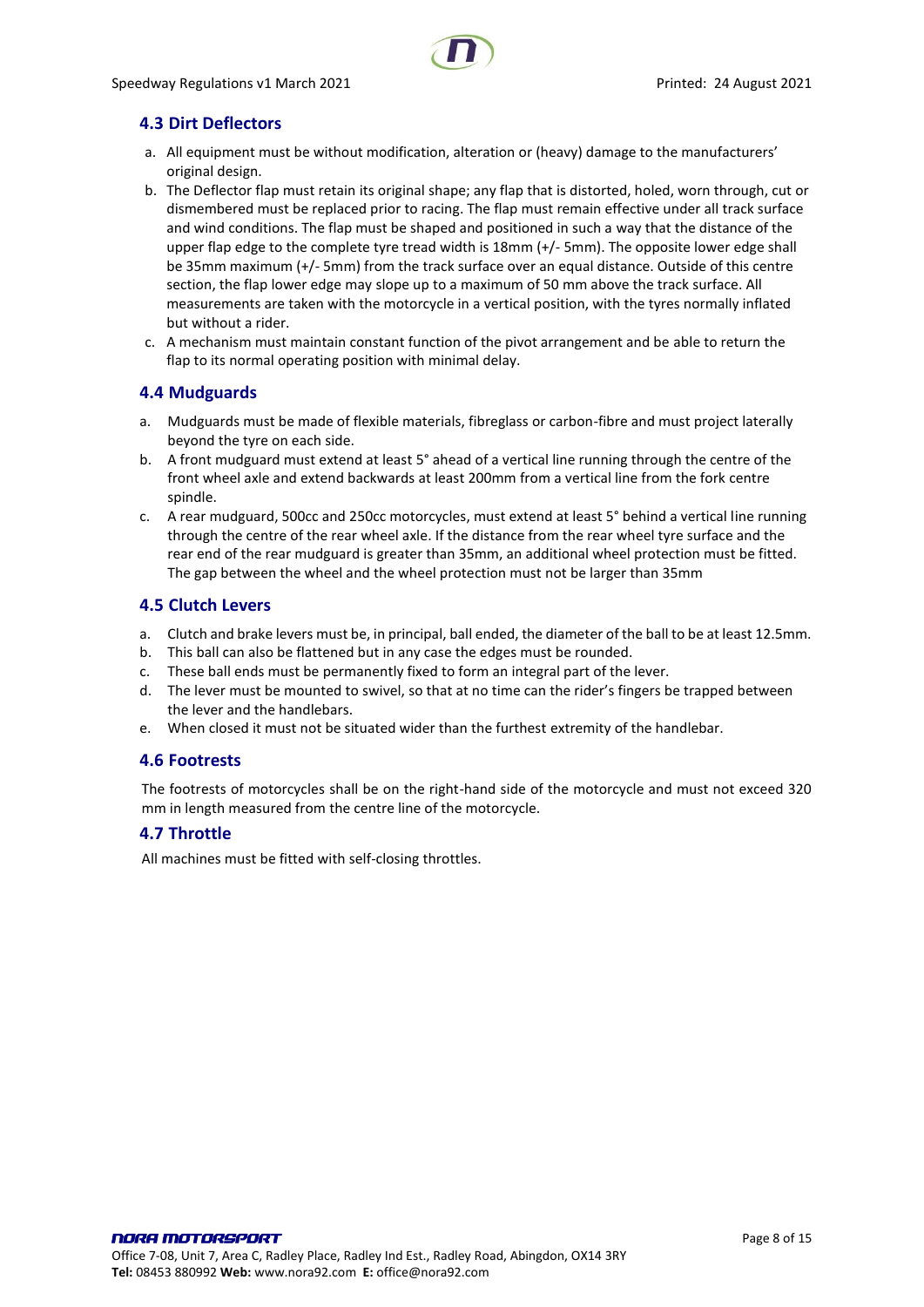## 4.3 Dirt Deflectors

a. All equipment must be without modification, alteration or (heavy) damage to the manufacturers' original design.
b. The Deflector flap must retain its original shape; any flap that is distorted, holed, worn through, cut or dismembered must be replaced prior to racing. The flap must remain effective under all track surface and wind conditions. The flap must be shaped and positioned in such a way that the distance of the upper flap edge to the complete tyre tread width is 18mm (+/- 5mm). The opposite lower edge shall be 35mm maximum (+/- 5mm) from the track surface over an equal distance. Outside of this centre section, the flap lower edge may slope up to a maximum of 50 mm above the track surface. All measurements are taken with the motorcycle in a vertical position, with the tyres normally inflated but without a rider.
c. A mechanism must maintain constant function of the pivot arrangement and be able to return the flap to its normal operating position with minimal delay.

## 4.4 Mudguards

a. Mudguards must be made of flexible materials, fibreglass or carbon-fibre and must project laterally beyond the tyre on each side.
b. A front mudguard must extend at least 5° ahead of a vertical line running through the centre of the front wheel axle and extend backwards at least 200mm from a vertical line from the fork centre spindle.
c. A rear mudguard, 500cc and 250cc motorcycles, must extend at least 5° behind a vertical line running through the centre of the rear wheel axle. If the distance from the rear wheel tyre surface and the rear end of the rear mudguard is greater than 35mm, an additional wheel protection must be fitted. The gap between the wheel and the wheel protection must not be larger than 35mm

## 4.5 Clutch Levers

a. Clutch and brake levers must be, in principal, ball ended, the diameter of the ball to be at least 12.5mm.
b. This ball can also be flattened but in any case the edges must be rounded.
c. These ball ends must be permanently fixed to form an integral part of the lever.
d. The lever must be mounted to swivel, so that at no time can the rider's fingers be trapped between the lever and the handlebars.
e. When closed it must not be situated wider than the furthest extremity of the handlebar.

## 4.6 Footrests

The footrests of motorcycles shall be on the right-hand side of the motorcycle and must not exceed 320 mm in length measured from the centre line of the motorcycle.

## 4.7 Throttle

All machines must be fitted with self-closing throttles.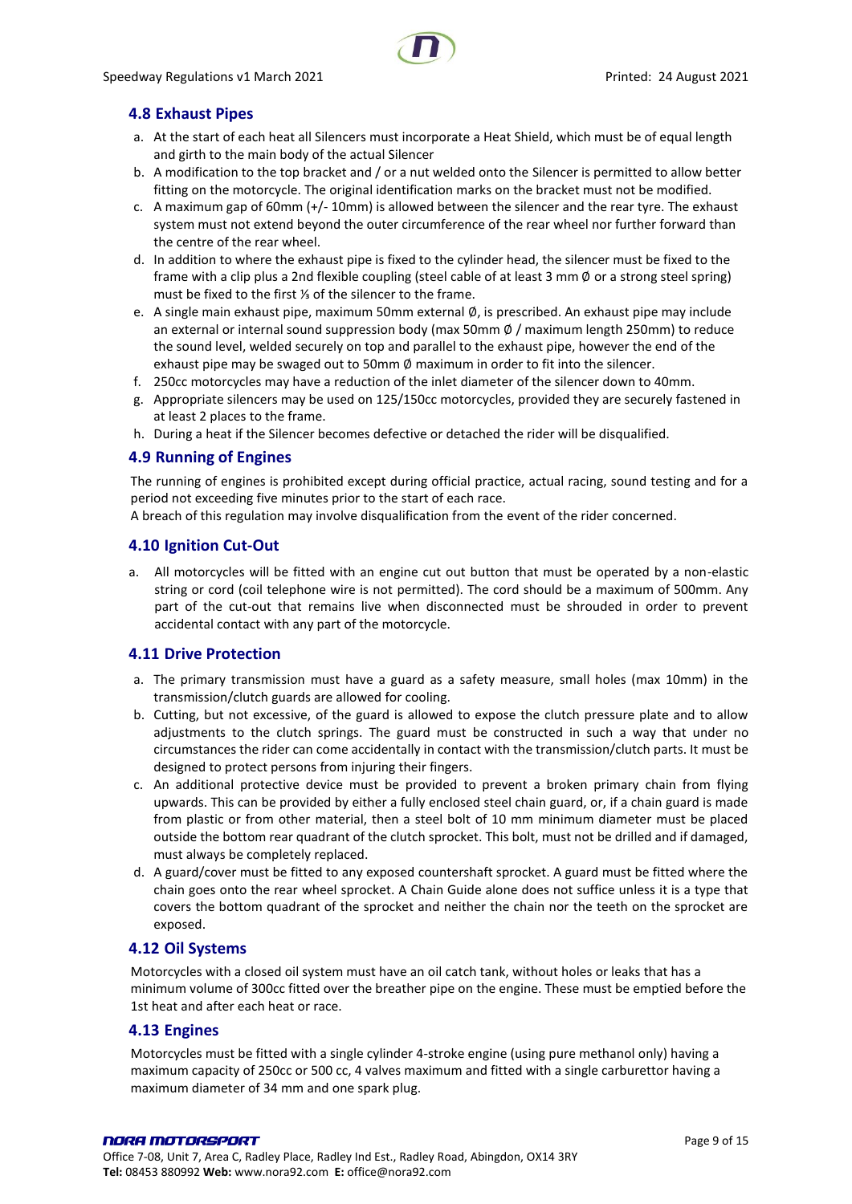### 4.8 Exhaust Pipes

a. At the start of each heat all Silencers must incorporate a Heat Shield, which must be of equal length and girth to the main body of the actual Silencer
b. A modification to the top bracket and / or a nut welded onto the Silencer is permitted to allow better fitting on the motorcycle. The original identification marks on the bracket must not be modified.
c. A maximum gap of 60mm (+/- 10mm) is allowed between the silencer and the rear tyre. The exhaust system must not extend beyond the outer circumference of the rear wheel nor further forward than the centre of the rear wheel.
d. In addition to where the exhaust pipe is fixed to the cylinder head, the silencer must be fixed to the frame with a clip plus a 2nd flexible coupling (steel cable of at least 3 mm Ø or a strong steel spring) must be fixed to the first ⅓ of the silencer to the frame.
e. A single main exhaust pipe, maximum 50mm external Ø, is prescribed. An exhaust pipe may include an external or internal sound suppression body (max 50mm Ø / maximum length 250mm) to reduce the sound level, welded securely on top and parallel to the exhaust pipe, however the end of the exhaust pipe may be swaged out to 50mm Ø maximum in order to fit into the silencer.
f. 250cc motorcycles may have a reduction of the inlet diameter of the silencer down to 40mm.
g. Appropriate silencers may be used on 125/150cc motorcycles, provided they are securely fastened in at least 2 places to the frame.
h. During a heat if the Silencer becomes defective or detached the rider will be disqualified.

### 4.9 Running of Engines

The running of engines is prohibited except during official practice, actual racing, sound testing and for a period not exceeding five minutes prior to the start of each race.
A breach of this regulation may involve disqualification from the event of the rider concerned.

### 4.10 Ignition Cut-Out

a. All motorcycles will be fitted with an engine cut out button that must be operated by a non-elastic string or cord (coil telephone wire is not permitted). The cord should be a maximum of 500mm. Any part of the cut-out that remains live when disconnected must be shrouded in order to prevent accidental contact with any part of the motorcycle.

### 4.11 Drive Protection

a. The primary transmission must have a guard as a safety measure, small holes (max 10mm) in the transmission/clutch guards are allowed for cooling.
b. Cutting, but not excessive, of the guard is allowed to expose the clutch pressure plate and to allow adjustments to the clutch springs. The guard must be constructed in such a way that under no circumstances the rider can come accidentally in contact with the transmission/clutch parts. It must be designed to protect persons from injuring their fingers.
c. An additional protective device must be provided to prevent a broken primary chain from flying upwards. This can be provided by either a fully enclosed steel chain guard, or, if a chain guard is made from plastic or from other material, then a steel bolt of 10 mm minimum diameter must be placed outside the bottom rear quadrant of the clutch sprocket. This bolt, must not be drilled and if damaged, must always be completely replaced.
d. A guard/cover must be fitted to any exposed countershaft sprocket. A guard must be fitted where the chain goes onto the rear wheel sprocket. A Chain Guide alone does not suffice unless it is a type that covers the bottom quadrant of the sprocket and neither the chain nor the teeth on the sprocket are exposed.

### 4.12 Oil Systems

Motorcycles with a closed oil system must have an oil catch tank, without holes or leaks that has a minimum volume of 300cc fitted over the breather pipe on the engine. These must be emptied before the 1st heat and after each heat or race.

### 4.13 Engines

Motorcycles must be fitted with a single cylinder 4-stroke engine (using pure methanol only) having a maximum capacity of 250cc or 500 cc, 4 valves maximum and fitted with a single carburettor having a maximum diameter of 34 mm and one spark plug.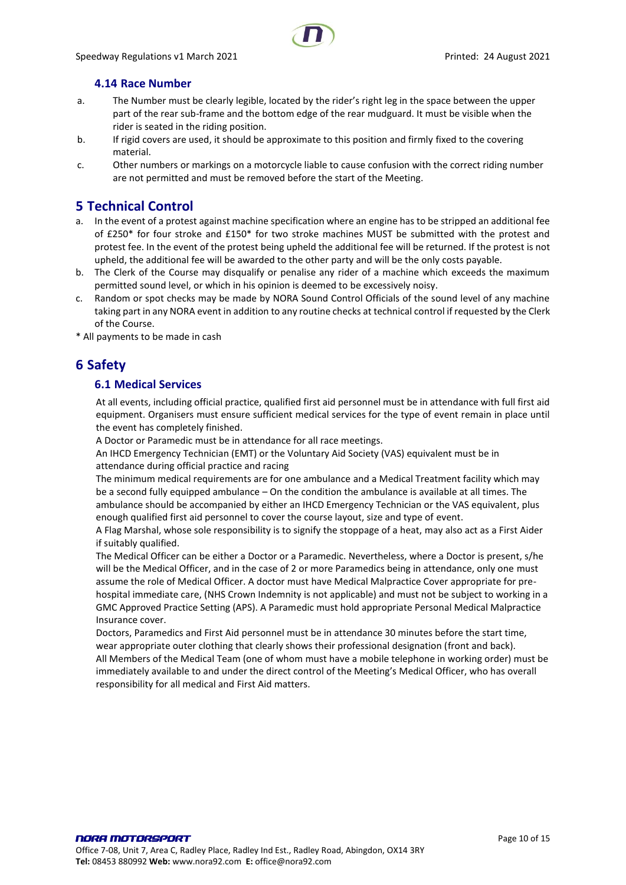### 4.14 Race Number

a. The Number must be clearly legible, located by the rider's right leg in the space between the upper part of the rear sub-frame and the bottom edge of the rear mudguard. It must be visible when the rider is seated in the riding position.

b. If rigid covers are used, it should be approximate to this position and firmly fixed to the covering material.

c. Other numbers or markings on a motorcycle liable to cause confusion with the correct riding number are not permitted and must be removed before the start of the Meeting.

## 5 Technical Control

a. In the event of a protest against machine specification where an engine has to be stripped an additional fee of £250* for four stroke and £150* for two stroke machines MUST be submitted with the protest and protest fee. In the event of the protest being upheld the additional fee will be returned. If the protest is not upheld, the additional fee will be awarded to the other party and will be the only costs payable.

b. The Clerk of the Course may disqualify or penalise any rider of a machine which exceeds the maximum permitted sound level, or which in his opinion is deemed to be excessively noisy.

c. Random or spot checks may be made by NORA Sound Control Officials of the sound level of any machine taking part in any NORA event in addition to any routine checks at technical control if requested by the Clerk of the Course.

* All payments to be made in cash

## 6 Safety

### 6.1 Medical Services

At all events, including official practice, qualified first aid personnel must be in attendance with full first aid equipment. Organisers must ensure sufficient medical services for the type of event remain in place until the event has completely finished.

A Doctor or Paramedic must be in attendance for all race meetings.

An IHCD Emergency Technician (EMT) or the Voluntary Aid Society (VAS) equivalent must be in attendance during official practice and racing

The minimum medical requirements are for one ambulance and a Medical Treatment facility which may be a second fully equipped ambulance – On the condition the ambulance is available at all times. The ambulance should be accompanied by either an IHCD Emergency Technician or the VAS equivalent, plus enough qualified first aid personnel to cover the course layout, size and type of event.

A Flag Marshal, whose sole responsibility is to signify the stoppage of a heat, may also act as a First Aider if suitably qualified.

The Medical Officer can be either a Doctor or a Paramedic. Nevertheless, where a Doctor is present, s/he will be the Medical Officer, and in the case of 2 or more Paramedics being in attendance, only one must assume the role of Medical Officer. A doctor must have Medical Malpractice Cover appropriate for pre-hospital immediate care, (NHS Crown Indemnity is not applicable) and must not be subject to working in a GMC Approved Practice Setting (APS). A Paramedic must hold appropriate Personal Medical Malpractice Insurance cover.

Doctors, Paramedics and First Aid personnel must be in attendance 30 minutes before the start time, wear appropriate outer clothing that clearly shows their professional designation (front and back).

All Members of the Medical Team (one of whom must have a mobile telephone in working order) must be immediately available to and under the direct control of the Meeting's Medical Officer, who has overall responsibility for all medical and First Aid matters.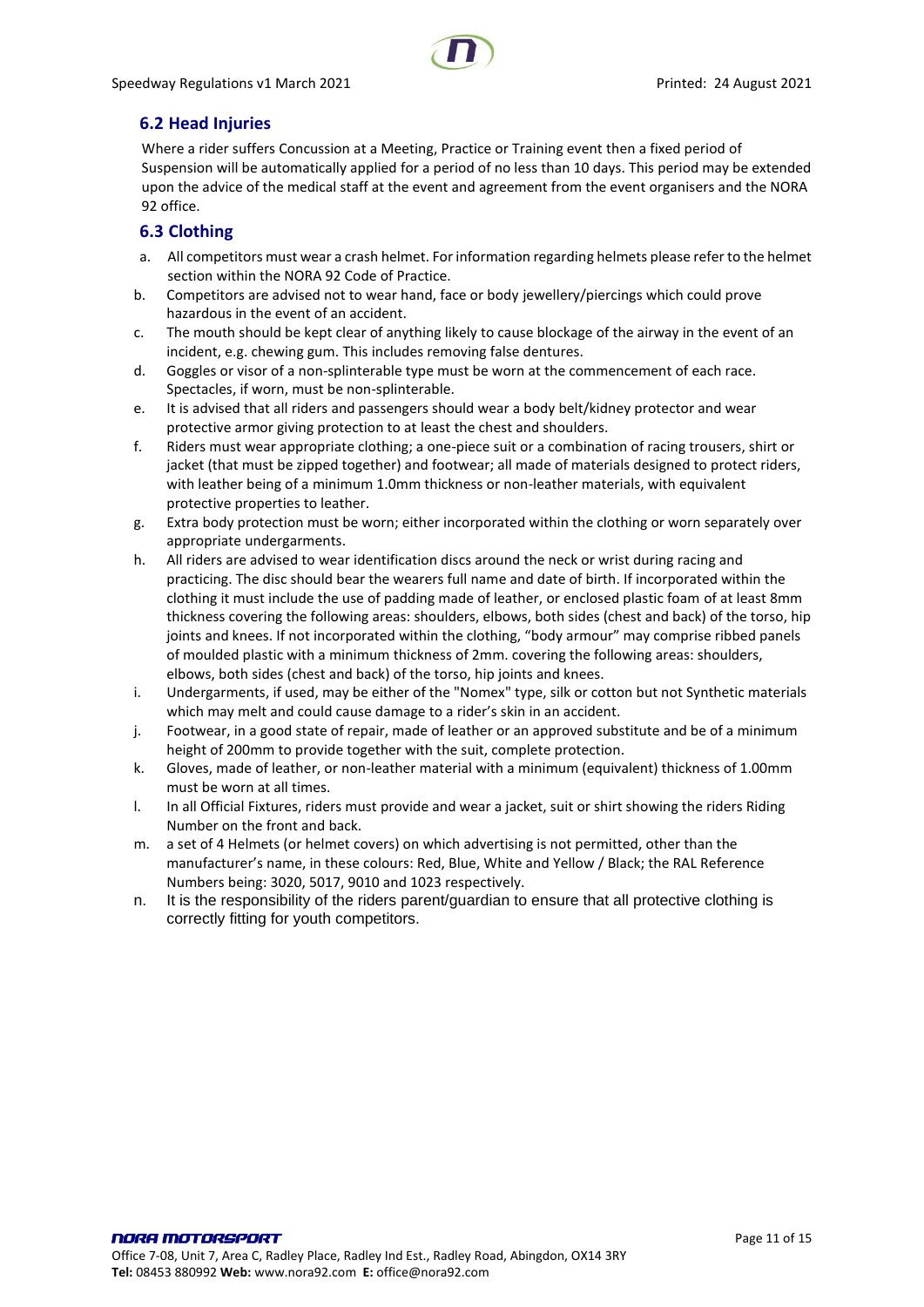## 6.2 Head Injuries

Where a rider suffers Concussion at a Meeting, Practice or Training event then a fixed period of Suspension will be automatically applied for a period of no less than 10 days. This period may be extended upon the advice of the medical staff at the event and agreement from the event organisers and the NORA 92 office.

## 6.3 Clothing

a. All competitors must wear a crash helmet. For information regarding helmets please refer to the helmet section within the NORA 92 Code of Practice.

b. Competitors are advised not to wear hand, face or body jewellery/piercings which could prove hazardous in the event of an accident.

c. The mouth should be kept clear of anything likely to cause blockage of the airway in the event of an incident, e.g. chewing gum. This includes removing false dentures.

d. Goggles or visor of a non-splinterable type must be worn at the commencement of each race. Spectacles, if worn, must be non-splinterable.

e. It is advised that all riders and passengers should wear a body belt/kidney protector and wear protective armor giving protection to at least the chest and shoulders.

f. Riders must wear appropriate clothing; a one-piece suit or a combination of racing trousers, shirt or jacket (that must be zipped together) and footwear; all made of materials designed to protect riders, with leather being of a minimum 1.0mm thickness or non-leather materials, with equivalent protective properties to leather.

g. Extra body protection must be worn; either incorporated within the clothing or worn separately over appropriate undergarments.

h. All riders are advised to wear identification discs around the neck or wrist during racing and practicing. The disc should bear the wearers full name and date of birth. If incorporated within the clothing it must include the use of padding made of leather, or enclosed plastic foam of at least 8mm thickness covering the following areas: shoulders, elbows, both sides (chest and back) of the torso, hip joints and knees. If not incorporated within the clothing, "body armour" may comprise ribbed panels of moulded plastic with a minimum thickness of 2mm. covering the following areas: shoulders, elbows, both sides (chest and back) of the torso, hip joints and knees.

i. Undergarments, if used, may be either of the "Nomex" type, silk or cotton but not Synthetic materials which may melt and could cause damage to a rider's skin in an accident.

j. Footwear, in a good state of repair, made of leather or an approved substitute and be of a minimum height of 200mm to provide together with the suit, complete protection.

k. Gloves, made of leather, or non-leather material with a minimum (equivalent) thickness of 1.00mm must be worn at all times.

l. In all Official Fixtures, riders must provide and wear a jacket, suit or shirt showing the riders Riding Number on the front and back.

m. a set of 4 Helmets (or helmet covers) on which advertising is not permitted, other than the manufacturer's name, in these colours: Red, Blue, White and Yellow / Black; the RAL Reference Numbers being: 3020, 5017, 9010 and 1023 respectively.

n. It is the responsibility of the riders parent/guardian to ensure that all protective clothing is correctly fitting for youth competitors.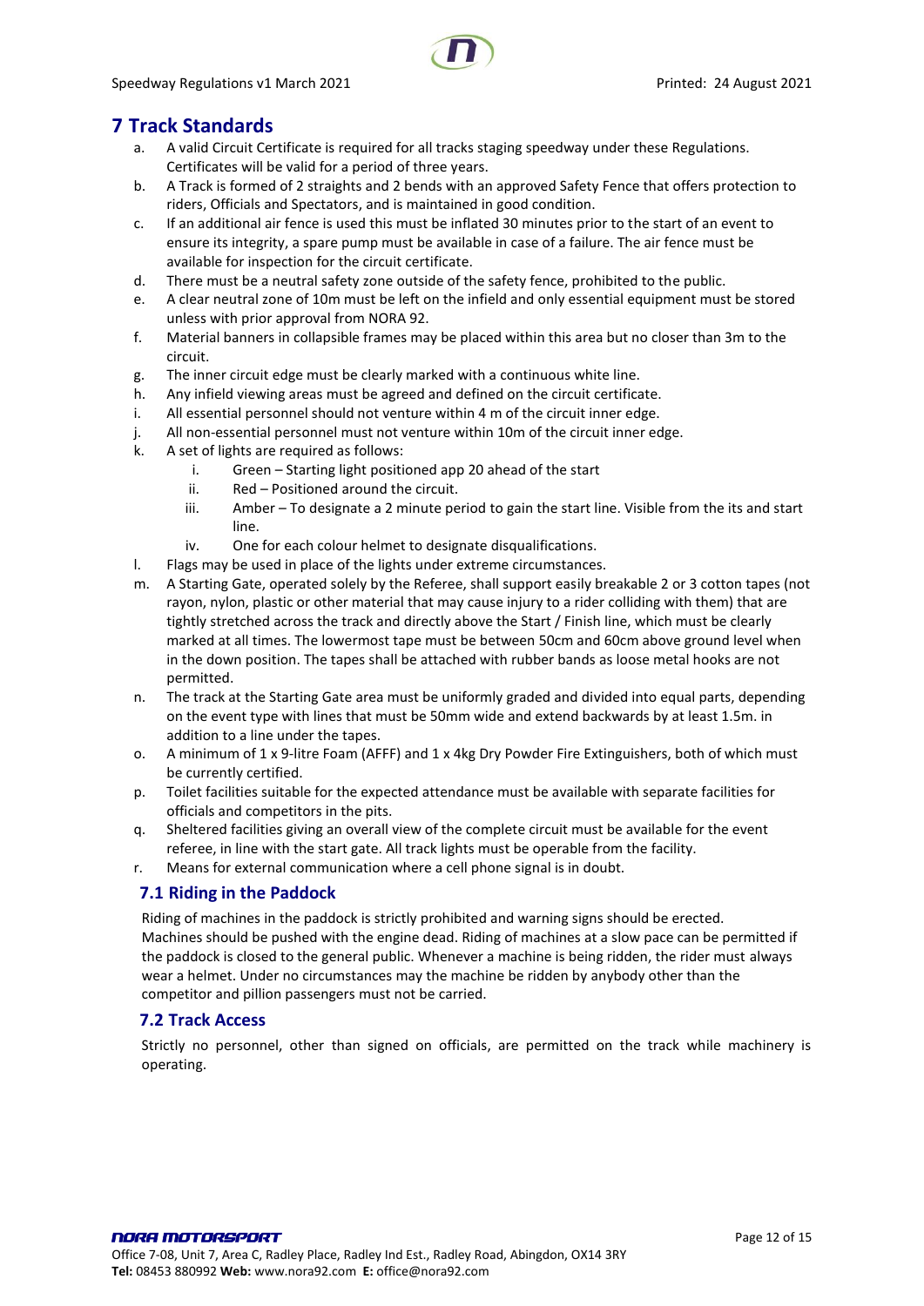# 7 Track Standards

a. A valid Circuit Certificate is required for all tracks staging speedway under these Regulations. Certificates will be valid for a period of three years.
b. A Track is formed of 2 straights and 2 bends with an approved Safety Fence that offers protection to riders, Officials and Spectators, and is maintained in good condition.
c. If an additional air fence is used this must be inflated 30 minutes prior to the start of an event to ensure its integrity, a spare pump must be available in case of a failure. The air fence must be available for inspection for the circuit certificate.
d. There must be a neutral safety zone outside of the safety fence, prohibited to the public.
e. A clear neutral zone of 10m must be left on the infield and only essential equipment must be stored unless with prior approval from NORA 92.
f. Material banners in collapsible frames may be placed within this area but no closer than 3m to the circuit.
g. The inner circuit edge must be clearly marked with a continuous white line.
h. Any infield viewing areas must be agreed and defined on the circuit certificate.
i. All essential personnel should not venture within 4 m of the circuit inner edge.
j. All non-essential personnel must not venture within 10m of the circuit inner edge.
k. A set of lights are required as follows:
   i. Green – Starting light positioned app 20 ahead of the start
   ii. Red – Positioned around the circuit.
   iii. Amber – To designate a 2 minute period to gain the start line. Visible from the its and start line.
   iv. One for each colour helmet to designate disqualifications.
l. Flags may be used in place of the lights under extreme circumstances.
m. A Starting Gate, operated solely by the Referee, shall support easily breakable 2 or 3 cotton tapes (not rayon, nylon, plastic or other material that may cause injury to a rider colliding with them) that are tightly stretched across the track and directly above the Start / Finish line, which must be clearly marked at all times. The lowermost tape must be between 50cm and 60cm above ground level when in the down position. The tapes shall be attached with rubber bands as loose metal hooks are not permitted.
n. The track at the Starting Gate area must be uniformly graded and divided into equal parts, depending on the event type with lines that must be 50mm wide and extend backwards by at least 1.5m. in addition to a line under the tapes.
o. A minimum of 1 x 9-litre Foam (AFFF) and 1 x 4kg Dry Powder Fire Extinguishers, both of which must be currently certified.
p. Toilet facilities suitable for the expected attendance must be available with separate facilities for officials and competitors in the pits.
q. Sheltered facilities giving an overall view of the complete circuit must be available for the event referee, in line with the start gate. All track lights must be operable from the facility.
r. Means for external communication where a cell phone signal is in doubt.

## 7.1 Riding in the Paddock

Riding of machines in the paddock is strictly prohibited and warning signs should be erected. Machines should be pushed with the engine dead. Riding of machines at a slow pace can be permitted if the paddock is closed to the general public. Whenever a machine is being ridden, the rider must always wear a helmet. Under no circumstances may the machine be ridden by anybody other than the competitor and pillion passengers must not be carried.

## 7.2 Track Access

Strictly no personnel, other than signed on officials, are permitted on the track while machinery is operating.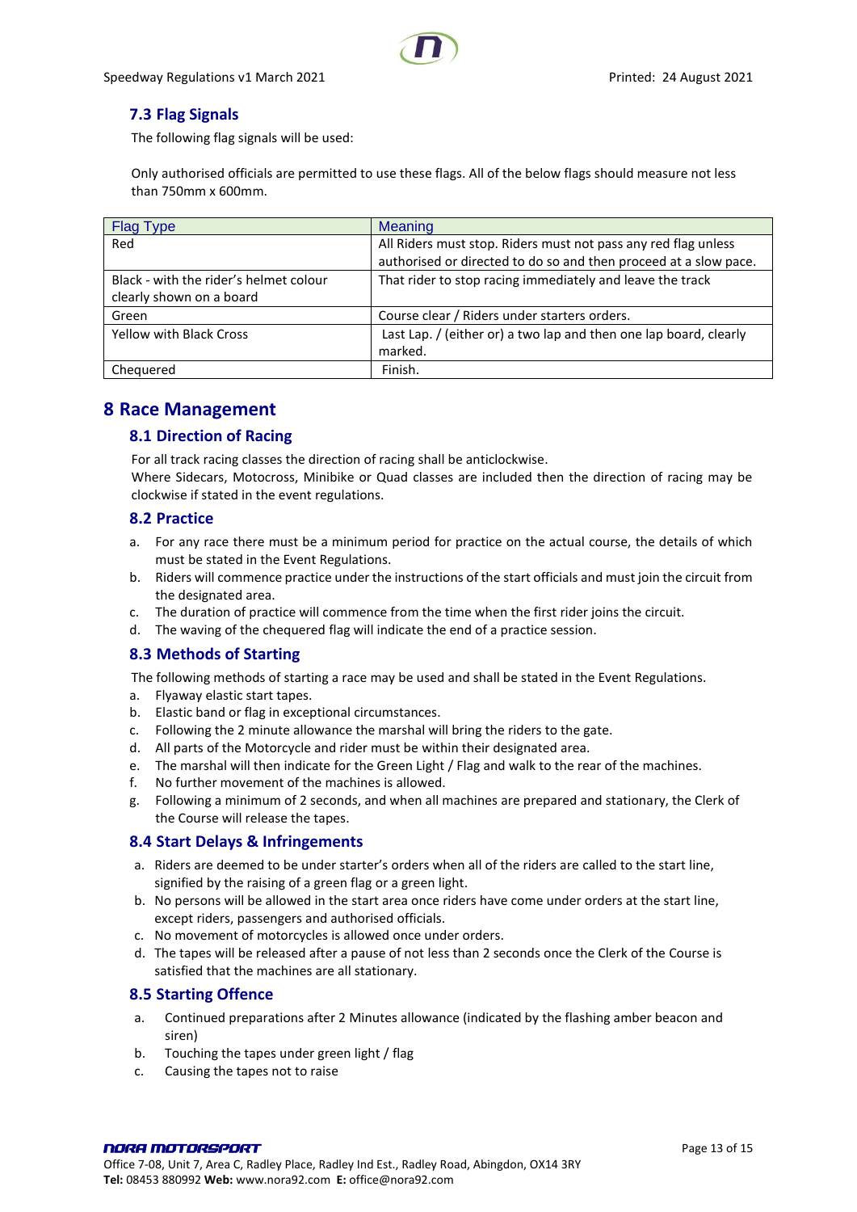### 7.3 Flag Signals

The following flag signals will be used:

Only authorised officials are permitted to use these flags. All of the below flags should measure not less than 750mm x 600mm.

| Flag Type | Meaning |
|---|---|
| Red | All Riders must stop. Riders must not pass any red flag unless authorised or directed to do so and then proceed at a slow pace. |
| Black - with the rider's helmet colour clearly shown on a board | That rider to stop racing immediately and leave the track |
| Green | Course clear / Riders under starters orders. |
| Yellow with Black Cross | Last Lap. / (either or) a two lap and then one lap board, clearly marked. |
| Chequered | Finish. |

## 8 Race Management

### 8.1 Direction of Racing

For all track racing classes the direction of racing shall be anticlockwise.
Where Sidecars, Motocross, Minibike or Quad classes are included then the direction of racing may be clockwise if stated in the event regulations.

### 8.2 Practice

a. For any race there must be a minimum period for practice on the actual course, the details of which must be stated in the Event Regulations.
b. Riders will commence practice under the instructions of the start officials and must join the circuit from the designated area.
c. The duration of practice will commence from the time when the first rider joins the circuit.
d. The waving of the chequered flag will indicate the end of a practice session.

### 8.3 Methods of Starting

The following methods of starting a race may be used and shall be stated in the Event Regulations.

a. Flyaway elastic start tapes.
b. Elastic band or flag in exceptional circumstances.
c. Following the 2 minute allowance the marshal will bring the riders to the gate.
d. All parts of the Motorcycle and rider must be within their designated area.
e. The marshal will then indicate for the Green Light / Flag and walk to the rear of the machines.
f. No further movement of the machines is allowed.
g. Following a minimum of 2 seconds, and when all machines are prepared and stationary, the Clerk of the Course will release the tapes.

### 8.4 Start Delays & Infringements

a. Riders are deemed to be under starter's orders when all of the riders are called to the start line, signified by the raising of a green flag or a green light.
b. No persons will be allowed in the start area once riders have come under orders at the start line, except riders, passengers and authorised officials.
c. No movement of motorcycles is allowed once under orders.
d. The tapes will be released after a pause of not less than 2 seconds once the Clerk of the Course is satisfied that the machines are all stationary.

### 8.5 Starting Offence

a. Continued preparations after 2 Minutes allowance (indicated by the flashing amber beacon and siren)
b. Touching the tapes under green light / flag
c. Causing the tapes not to raise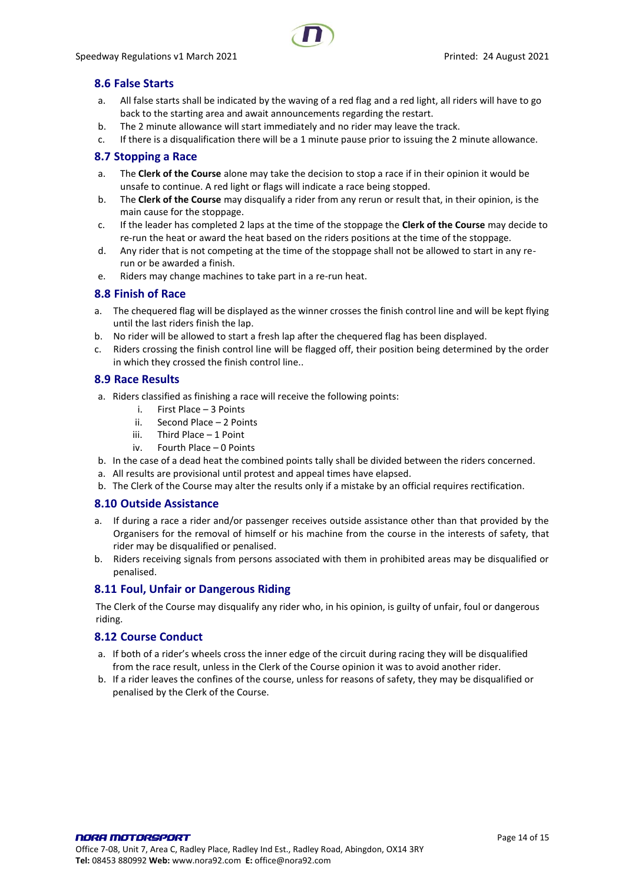## 8.6 False Starts

a. All false starts shall be indicated by the waving of a red flag and a red light, all riders will have to go back to the starting area and await announcements regarding the restart.
b. The 2 minute allowance will start immediately and no rider may leave the track.
c. If there is a disqualification there will be a 1 minute pause prior to issuing the 2 minute allowance.

## 8.7 Stopping a Race

a. The **Clerk of the Course** alone may take the decision to stop a race if in their opinion it would be unsafe to continue. A red light or flags will indicate a race being stopped.
b. The **Clerk of the Course** may disqualify a rider from any rerun or result that, in their opinion, is the main cause for the stoppage.
c. If the leader has completed 2 laps at the time of the stoppage the **Clerk of the Course** may decide to re-run the heat or award the heat based on the riders positions at the time of the stoppage.
d. Any rider that is not competing at the time of the stoppage shall not be allowed to start in any re-run or be awarded a finish.
e. Riders may change machines to take part in a re-run heat.

## 8.8 Finish of Race

a. The chequered flag will be displayed as the winner crosses the finish control line and will be kept flying until the last riders finish the lap.
b. No rider will be allowed to start a fresh lap after the chequered flag has been displayed.
c. Riders crossing the finish control line will be flagged off, their position being determined by the order in which they crossed the finish control line..

## 8.9 Race Results

a. Riders classified as finishing a race will receive the following points:
   i. First Place – 3 Points
   ii. Second Place – 2 Points
   iii. Third Place – 1 Point
   iv. Fourth Place – 0 Points
b. In the case of a dead heat the combined points tally shall be divided between the riders concerned.
a. All results are provisional until protest and appeal times have elapsed.
b. The Clerk of the Course may alter the results only if a mistake by an official requires rectification.

## 8.10 Outside Assistance

a. If during a race a rider and/or passenger receives outside assistance other than that provided by the Organisers for the removal of himself or his machine from the course in the interests of safety, that rider may be disqualified or penalised.
b. Riders receiving signals from persons associated with them in prohibited areas may be disqualified or penalised.

## 8.11 Foul, Unfair or Dangerous Riding

The Clerk of the Course may disqualify any rider who, in his opinion, is guilty of unfair, foul or dangerous riding.

## 8.12 Course Conduct

a. If both of a rider's wheels cross the inner edge of the circuit during racing they will be disqualified from the race result, unless in the Clerk of the Course opinion it was to avoid another rider.
b. If a rider leaves the confines of the course, unless for reasons of safety, they may be disqualified or penalised by the Clerk of the Course.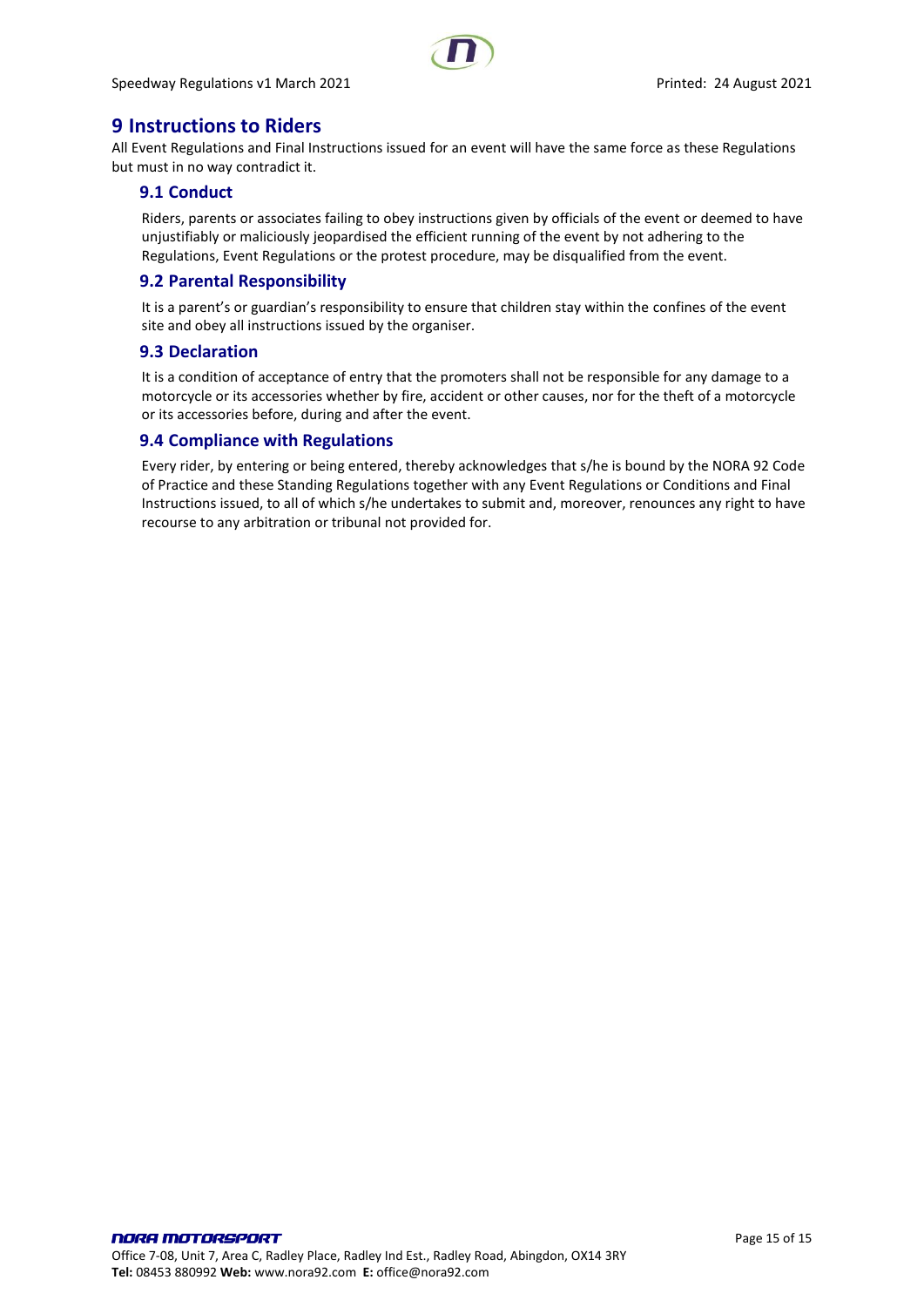# 9 Instructions to Riders

All Event Regulations and Final Instructions issued for an event will have the same force as these Regulations but must in no way contradict it.

## 9.1 Conduct

Riders, parents or associates failing to obey instructions given by officials of the event or deemed to have unjustifiably or maliciously jeopardised the efficient running of the event by not adhering to the Regulations, Event Regulations or the protest procedure, may be disqualified from the event.

## 9.2 Parental Responsibility

It is a parent's or guardian's responsibility to ensure that children stay within the confines of the event site and obey all instructions issued by the organiser.

## 9.3 Declaration

It is a condition of acceptance of entry that the promoters shall not be responsible for any damage to a motorcycle or its accessories whether by fire, accident or other causes, nor for the theft of a motorcycle or its accessories before, during and after the event.

## 9.4 Compliance with Regulations

Every rider, by entering or being entered, thereby acknowledges that s/he is bound by the NORA 92 Code of Practice and these Standing Regulations together with any Event Regulations or Conditions and Final Instructions issued, to all of which s/he undertakes to submit and, moreover, renounces any right to have recourse to any arbitration or tribunal not provided for.